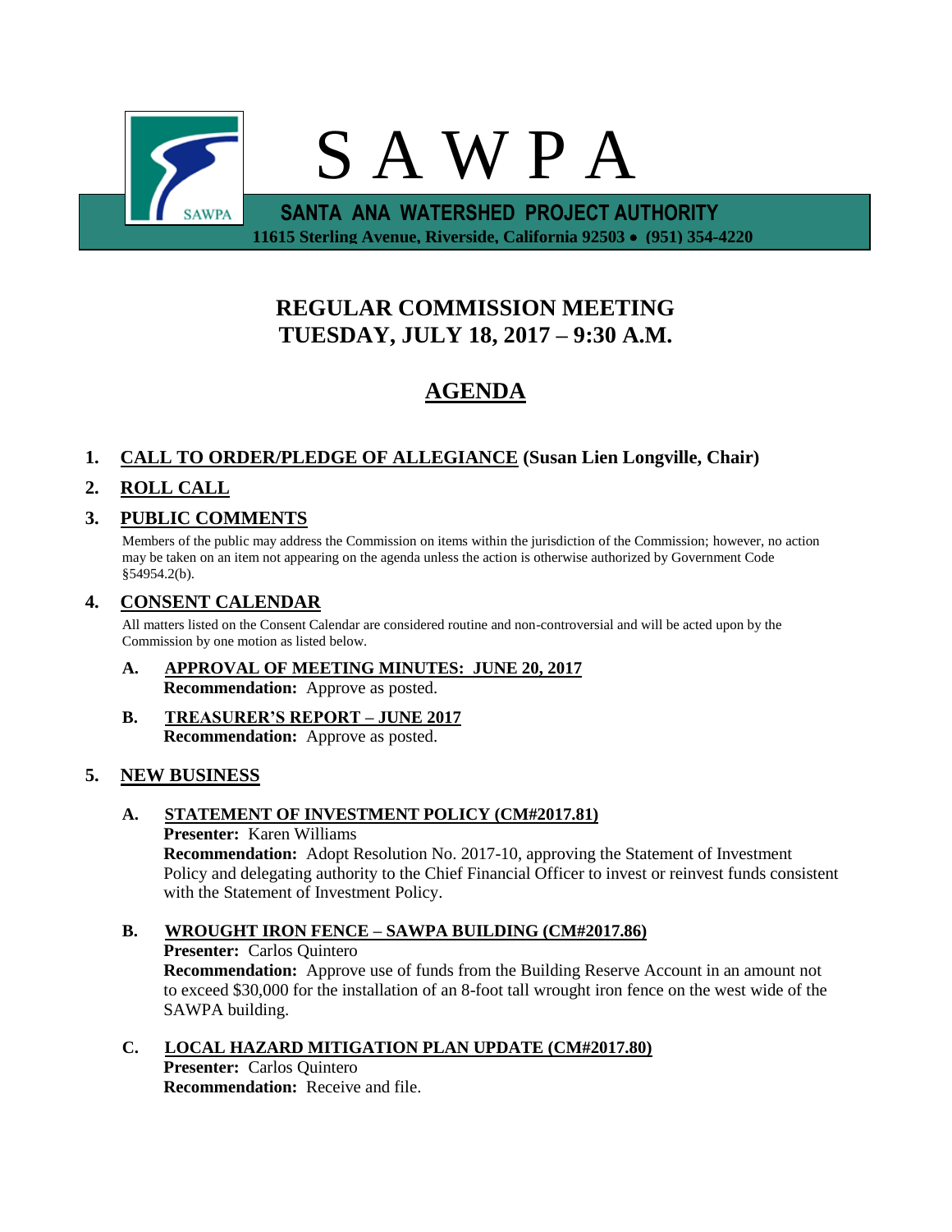# S A W P A

**SANTA ANA WATERSHED PROJECT AUTHORITY**

**11615 Sterling Avenue, Riverside, California 92503 • (951) 354-4220**

## REGULAR COMMISSION MEETING
## TUESDAY, JULY 18, 2017 – 9:30 A.M.

## AGENDA

**1. CALL TO ORDER/PLEDGE OF ALLEGIANCE (Susan Lien Longville, Chair)**

**2. ROLL CALL**

**3. PUBLIC COMMENTS**

Members of the public may address the Commission on items within the jurisdiction of the Commission; however, no action may be taken on an item not appearing on the agenda unless the action is otherwise authorized by Government Code §54954.2(b).

**4. CONSENT CALENDAR**

All matters listed on the Consent Calendar are considered routine and non-controversial and will be acted upon by the Commission by one motion as listed below.

**A. APPROVAL OF MEETING MINUTES: JUNE 20, 2017**
**Recommendation:** Approve as posted.

**B. TREASURER'S REPORT – JUNE 2017**
**Recommendation:** Approve as posted.

**5. NEW BUSINESS**

**A. STATEMENT OF INVESTMENT POLICY (CM#2017.81)**
**Presenter:** Karen Williams
**Recommendation:** Adopt Resolution No. 2017-10, approving the Statement of Investment Policy and delegating authority to the Chief Financial Officer to invest or reinvest funds consistent with the Statement of Investment Policy.

**B. WROUGHT IRON FENCE – SAWPA BUILDING (CM#2017.86)**
**Presenter:** Carlos Quintero
**Recommendation:** Approve use of funds from the Building Reserve Account in an amount not to exceed $30,000 for the installation of an 8-foot tall wrought iron fence on the west wide of the SAWPA building.

**C. LOCAL HAZARD MITIGATION PLAN UPDATE (CM#2017.80)**
**Presenter:** Carlos Quintero
**Recommendation:** Receive and file.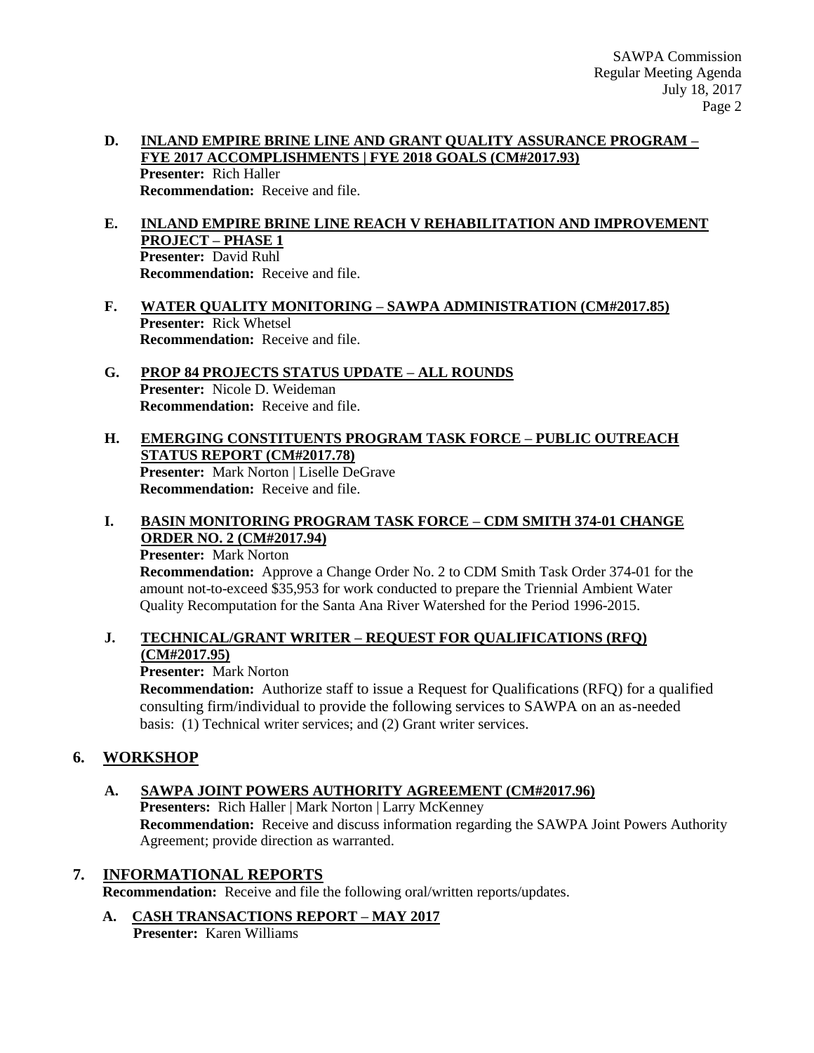**D. INLAND EMPIRE BRINE LINE AND GRANT QUALITY ASSURANCE PROGRAM – FYE 2017 ACCOMPLISHMENTS | FYE 2018 GOALS (CM#2017.93)**
**Presenter:** Rich Haller
**Recommendation:** Receive and file.

**E. INLAND EMPIRE BRINE LINE REACH V REHABILITATION AND IMPROVEMENT PROJECT – PHASE 1**
**Presenter:** David Ruhl
**Recommendation:** Receive and file.

**F. WATER QUALITY MONITORING – SAWPA ADMINISTRATION (CM#2017.85)**
**Presenter:** Rick Whetsel
**Recommendation:** Receive and file.

**G. PROP 84 PROJECTS STATUS UPDATE – ALL ROUNDS**
**Presenter:** Nicole D. Weideman
**Recommendation:** Receive and file.

**H. EMERGING CONSTITUENTS PROGRAM TASK FORCE – PUBLIC OUTREACH STATUS REPORT (CM#2017.78)**
**Presenter:** Mark Norton | Liselle DeGrave
**Recommendation:** Receive and file.

**I. BASIN MONITORING PROGRAM TASK FORCE – CDM SMITH 374-01 CHANGE ORDER NO. 2 (CM#2017.94)**
**Presenter:** Mark Norton
**Recommendation:** Approve a Change Order No. 2 to CDM Smith Task Order 374-01 for the amount not-to-exceed $35,953 for work conducted to prepare the Triennial Ambient Water Quality Recomputation for the Santa Ana River Watershed for the Period 1996-2015.

**J. TECHNICAL/GRANT WRITER – REQUEST FOR QUALIFICATIONS (RFQ) (CM#2017.95)**
**Presenter:** Mark Norton
**Recommendation:** Authorize staff to issue a Request for Qualifications (RFQ) for a qualified consulting firm/individual to provide the following services to SAWPA on an as-needed basis: (1) Technical writer services; and (2) Grant writer services.

## 6. WORKSHOP

**A. SAWPA JOINT POWERS AUTHORITY AGREEMENT (CM#2017.96)**
**Presenters:** Rich Haller | Mark Norton | Larry McKenney
**Recommendation:** Receive and discuss information regarding the SAWPA Joint Powers Authority Agreement; provide direction as warranted.

## 7. INFORMATIONAL REPORTS

**Recommendation:** Receive and file the following oral/written reports/updates.

**A. CASH TRANSACTIONS REPORT – MAY 2017**
**Presenter:** Karen Williams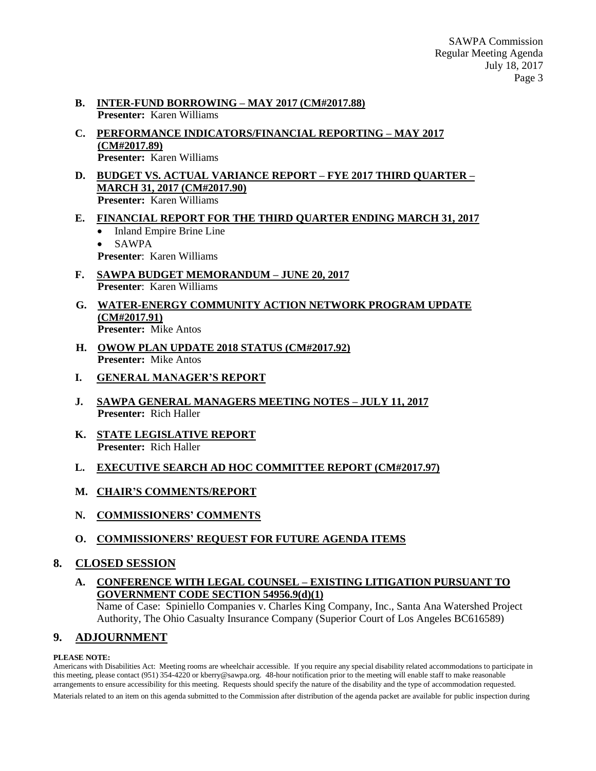B. **INTER-FUND BORROWING – MAY 2017 (CM#2017.88)**
   **Presenter:** Karen Williams

C. **PERFORMANCE INDICATORS/FINANCIAL REPORTING – MAY 2017 (CM#2017.89)**
   **Presenter:** Karen Williams

D. **BUDGET VS. ACTUAL VARIANCE REPORT – FYE 2017 THIRD QUARTER – MARCH 31, 2017 (CM#2017.90)**
   **Presenter:** Karen Williams

E. **FINANCIAL REPORT FOR THE THIRD QUARTER ENDING MARCH 31, 2017**
   - Inland Empire Brine Line
   - SAWPA

   **Presenter**: Karen Williams

F. **SAWPA BUDGET MEMORANDUM – JUNE 20, 2017**
   **Presenter**: Karen Williams

G. **WATER-ENERGY COMMUNITY ACTION NETWORK PROGRAM UPDATE (CM#2017.91)**
   **Presenter:** Mike Antos

H. **OWOW PLAN UPDATE 2018 STATUS (CM#2017.92)**
   **Presenter:** Mike Antos

I. **GENERAL MANAGER'S REPORT**

J. **SAWPA GENERAL MANAGERS MEETING NOTES – JULY 11, 2017**
   **Presenter:** Rich Haller

K. **STATE LEGISLATIVE REPORT**
   **Presenter:** Rich Haller

L. **EXECUTIVE SEARCH AD HOC COMMITTEE REPORT (CM#2017.97)**

M. **CHAIR'S COMMENTS/REPORT**

N. **COMMISSIONERS' COMMENTS**

O. **COMMISSIONERS' REQUEST FOR FUTURE AGENDA ITEMS**

## 8. CLOSED SESSION

A. **CONFERENCE WITH LEGAL COUNSEL – EXISTING LITIGATION PURSUANT TO GOVERNMENT CODE SECTION 54956.9(d)(1)**
   Name of Case: Spiniello Companies v. Charles King Company, Inc., Santa Ana Watershed Project Authority, The Ohio Casualty Insurance Company (Superior Court of Los Angeles BC616589)

## 9. ADJOURNMENT

**PLEASE NOTE:**

Americans with Disabilities Act: Meeting rooms are wheelchair accessible. If you require any special disability related accommodations to participate in this meeting, please contact (951) 354-4220 or kberry@sawpa.org. 48-hour notification prior to the meeting will enable staff to make reasonable arrangements to ensure accessibility for this meeting. Requests should specify the nature of the disability and the type of accommodation requested.

Materials related to an item on this agenda submitted to the Commission after distribution of the agenda packet are available for public inspection during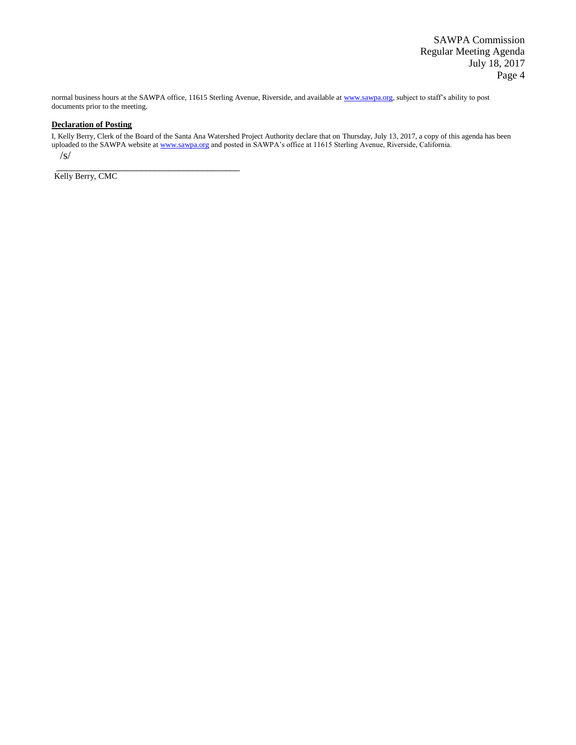normal business hours at the SAWPA office, 11615 Sterling Avenue, Riverside, and available at www.sawpa.org, subject to staff's ability to post documents prior to the meeting.

**Declaration of Posting**

I, Kelly Berry, Clerk of the Board of the Santa Ana Watershed Project Authority declare that on Thursday, July 13, 2017, a copy of this agenda has been uploaded to the SAWPA website at www.sawpa.org and posted in SAWPA's office at 11615 Sterling Avenue, Riverside, California.

/s/

_________________________________________

Kelly Berry, CMC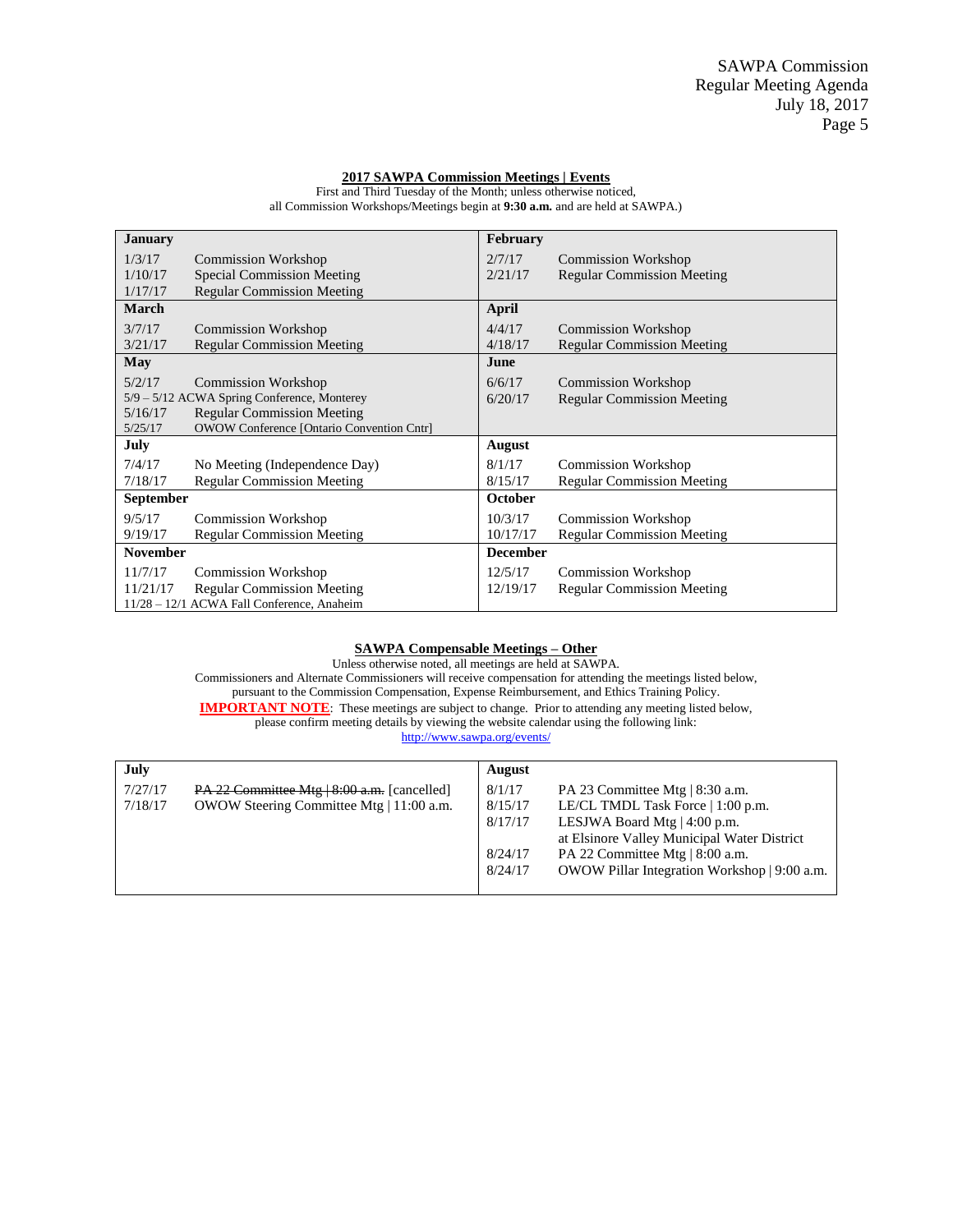## 2017 SAWPA Commission Meetings | Events

First and Third Tuesday of the Month; unless otherwise noticed,
all Commission Workshops/Meetings begin at **9:30 a.m.** and are held at SAWPA.)

| January | | February | |
|---|---|---|---|
| 1/3/17 | Commission Workshop | 2/7/17 | Commission Workshop |
| 1/10/17 | Special Commission Meeting | 2/21/17 | Regular Commission Meeting |
| 1/17/17 | Regular Commission Meeting | | |
| **March** | | **April** | |
| 3/7/17 | Commission Workshop | 4/4/17 | Commission Workshop |
| 3/21/17 | Regular Commission Meeting | 4/18/17 | Regular Commission Meeting |
| **May** | | **June** | |
| 5/2/17 | Commission Workshop | 6/6/17 | Commission Workshop |
| 5/9 – 5/12 | ACWA Spring Conference, Monterey | 6/20/17 | Regular Commission Meeting |
| 5/16/17 | Regular Commission Meeting | | |
| 5/25/17 | OWOW Conference [Ontario Convention Cntr] | | |
| **July** | | **August** | |
| 7/4/17 | No Meeting (Independence Day) | 8/1/17 | Commission Workshop |
| 7/18/17 | Regular Commission Meeting | 8/15/17 | Regular Commission Meeting |
| **September** | | **October** | |
| 9/5/17 | Commission Workshop | 10/3/17 | Commission Workshop |
| 9/19/17 | Regular Commission Meeting | 10/17/17 | Regular Commission Meeting |
| **November** | | **December** | |
| 11/7/17 | Commission Workshop | 12/5/17 | Commission Workshop |
| 11/21/17 | Regular Commission Meeting | 12/19/17 | Regular Commission Meeting |
| 11/28 – 12/1 | ACWA Fall Conference, Anaheim | | |

## SAWPA Compensable Meetings – Other

Unless otherwise noted, all meetings are held at SAWPA.
Commissioners and Alternate Commissioners will receive compensation for attending the meetings listed below, pursuant to the Commission Compensation, Expense Reimbursement, and Ethics Training Policy.
**IMPORTANT NOTE**: These meetings are subject to change. Prior to attending any meeting listed below, please confirm meeting details by viewing the website calendar using the following link:
http://www.sawpa.org/events/

| July | | August | |
|---|---|---|---|
| 7/27/17 | ~~PA 22 Committee Mtg \| 8:00 a.m.~~ [cancelled] | 8/1/17 | PA 23 Committee Mtg \| 8:30 a.m. |
| 7/18/17 | OWOW Steering Committee Mtg \| 11:00 a.m. | 8/15/17 | LE/CL TMDL Task Force \| 1:00 p.m. |
| | | 8/17/17 | LESJWA Board Mtg \| 4:00 p.m. at Elsinore Valley Municipal Water District |
| | | 8/24/17 | PA 22 Committee Mtg \| 8:00 a.m. |
| | | 8/24/17 | OWOW Pillar Integration Workshop \| 9:00 a.m. |